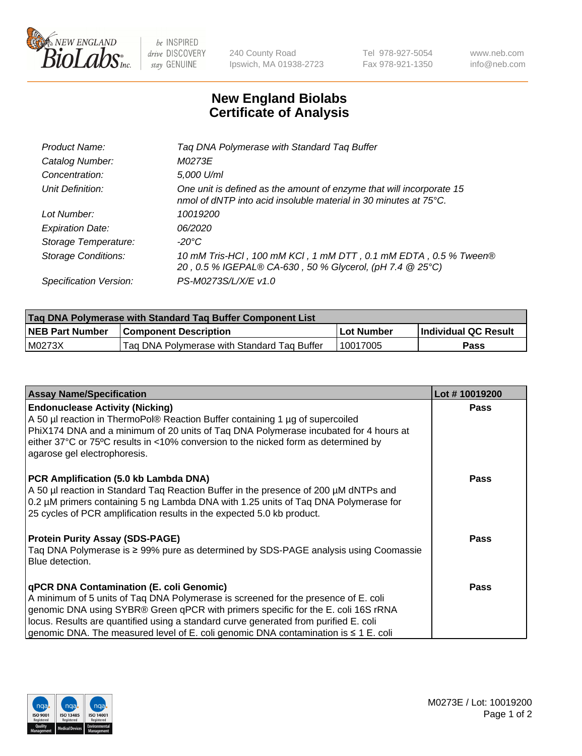# New England Biolabs Certificate of Analysis

| | |
|---|---|
| Product Name: | Taq DNA Polymerase with Standard Taq Buffer |
| Catalog Number: | M0273E |
| Concentration: | 5,000 U/ml |
| Unit Definition: | One unit is defined as the amount of enzyme that will incorporate 15 nmol of dNTP into acid insoluble material in 30 minutes at 75°C. |
| Lot Number: | 10019200 |
| Expiration Date: | 06/2020 |
| Storage Temperature: | -20°C |
| Storage Conditions: | 10 mM Tris-HCl , 100 mM KCl , 1 mM DTT , 0.1 mM EDTA , 0.5 % Tween® 20 , 0.5 % IGEPAL® CA-630 , 50 % Glycerol, (pH 7.4 @ 25°C) |
| Specification Version: | PS-M0273S/L/X/E v1.0 |

| Taq DNA Polymerase with Standard Taq Buffer Component List | | | |
|---|---|---|---|
| **NEB Part Number** | **Component Description** | **Lot Number** | **Individual QC Result** |
| M0273X | Taq DNA Polymerase with Standard Taq Buffer | 10017005 | **Pass** |

| Assay Name/Specification | Lot # 10019200 |
|---|---|
| **Endonuclease Activity (Nicking)**<br>A 50 µl reaction in ThermoPol® Reaction Buffer containing 1 µg of supercoiled PhiX174 DNA and a minimum of 20 units of Taq DNA Polymerase incubated for 4 hours at either 37°C or 75ºC results in <10% conversion to the nicked form as determined by agarose gel electrophoresis. | **Pass** |
| **PCR Amplification (5.0 kb Lambda DNA)**<br>A 50 µl reaction in Standard Taq Reaction Buffer in the presence of 200 µM dNTPs and 0.2 µM primers containing 5 ng Lambda DNA with 1.25 units of Taq DNA Polymerase for 25 cycles of PCR amplification results in the expected 5.0 kb product. | **Pass** |
| **Protein Purity Assay (SDS-PAGE)**<br>Taq DNA Polymerase is ≥ 99% pure as determined by SDS-PAGE analysis using Coomassie Blue detection. | **Pass** |
| **qPCR DNA Contamination (E. coli Genomic)**<br>A minimum of 5 units of Taq DNA Polymerase is screened for the presence of E. coli genomic DNA using SYBR® Green qPCR with primers specific for the E. coli 16S rRNA locus. Results are quantified using a standard curve generated from purified E. coli genomic DNA. The measured level of E. coli genomic DNA contamination is ≤ 1 E. coli | **Pass** |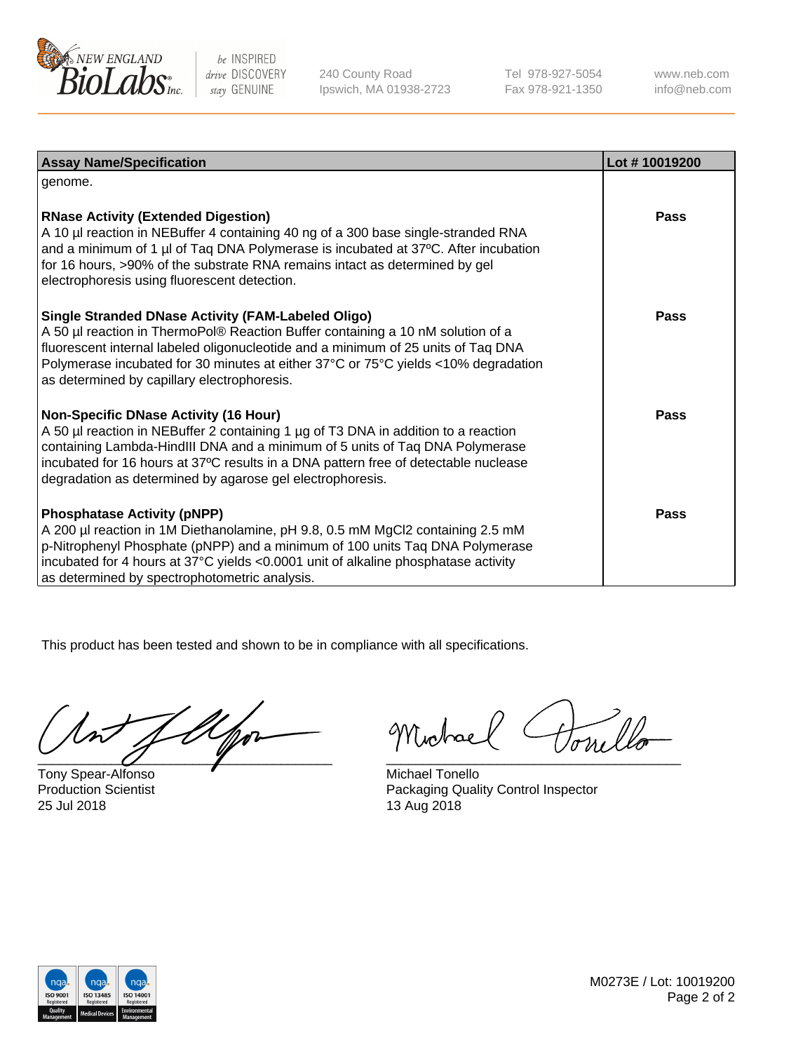| Assay Name/Specification | Lot # 10019200 |
| --- | --- |
| genome. | |
| **RNase Activity (Extended Digestion)**<br>A 10 µl reaction in NEBuffer 4 containing 40 ng of a 300 base single-stranded RNA and a minimum of 1 µl of Taq DNA Polymerase is incubated at 37ºC. After incubation for 16 hours, >90% of the substrate RNA remains intact as determined by gel electrophoresis using fluorescent detection. | **Pass** |
| **Single Stranded DNase Activity (FAM-Labeled Oligo)**<br>A 50 µl reaction in ThermoPol® Reaction Buffer containing a 10 nM solution of a fluorescent internal labeled oligonucleotide and a minimum of 25 units of Taq DNA Polymerase incubated for 30 minutes at either 37°C or 75°C yields <10% degradation as determined by capillary electrophoresis. | **Pass** |
| **Non-Specific DNase Activity (16 Hour)**<br>A 50 µl reaction in NEBuffer 2 containing 1 µg of T3 DNA in addition to a reaction containing Lambda-HindIII DNA and a minimum of 5 units of Taq DNA Polymerase incubated for 16 hours at 37ºC results in a DNA pattern free of detectable nuclease degradation as determined by agarose gel electrophoresis. | **Pass** |
| **Phosphatase Activity (pNPP)**<br>A 200 µl reaction in 1M Diethanolamine, pH 9.8, 0.5 mM $MgCl_2$ containing 2.5 mM p-Nitrophenyl Phosphate (pNPP) and a minimum of 100 units Taq DNA Polymerase incubated for 4 hours at 37°C yields <0.0001 unit of alkaline phosphatase activity as determined by spectrophotometric analysis. | **Pass** |

This product has been tested and shown to be in compliance with all specifications.

Tony Spear-Alfonso
Production Scientist
25 Jul 2018

Michael Tonello
Packaging Quality Control Inspector
13 Aug 2018

M0273E / Lot: 10019200